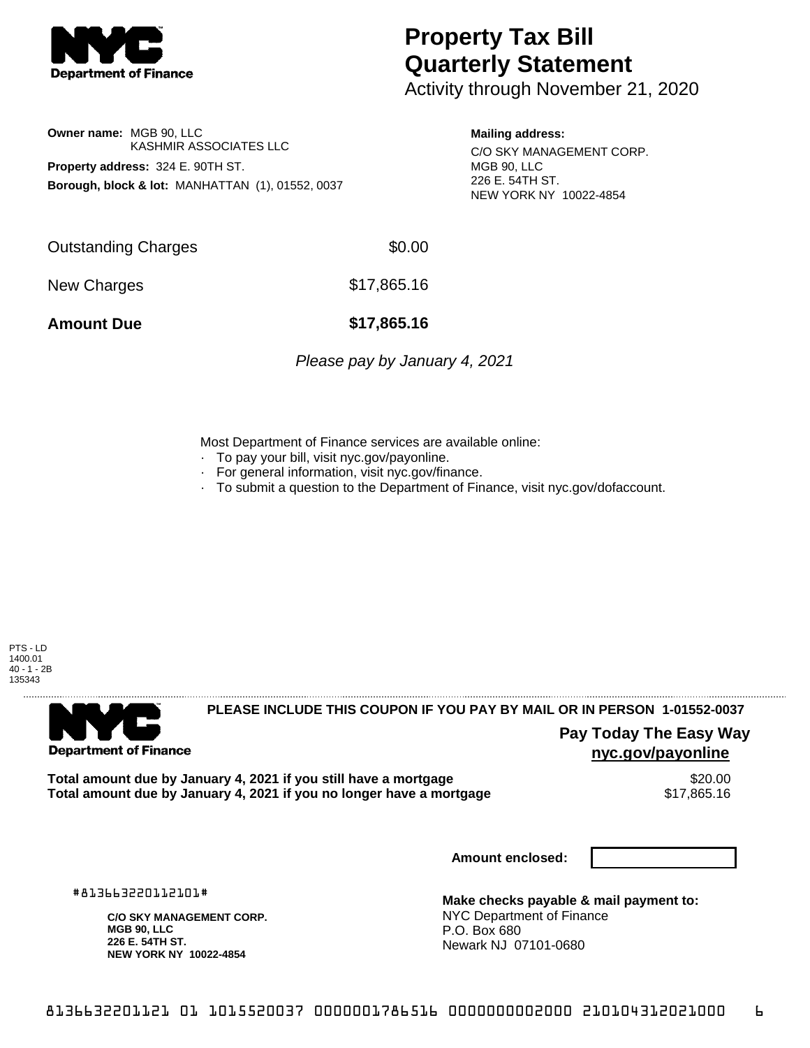# Property Tax Bill Quarterly Statement

Activity through November 21, 2020

**Owner name:** MGB 90, LLC
KASHMIR ASSOCIATES LLC

**Property address:** 324 E. 90TH ST.

**Borough, block & lot:** MANHATTAN (1), 01552, 0037

**Mailing address:**

C/O SKY MANAGEMENT CORP.
MGB 90, LLC
226 E. 54TH ST.
NEW YORK NY 10022-4854

| | |
|---|---|
| Outstanding Charges | $0.00 |
| New Charges | $17,865.16 |
| **Amount Due** | **$17,865.16** |

*Please pay by January 4, 2021*

Most Department of Finance services are available online:

- To pay your bill, visit nyc.gov/payonline.
- For general information, visit nyc.gov/finance.
- To submit a question to the Department of Finance, visit nyc.gov/dofaccount.

PTS - LD
1400.01
40 - 1 - 2B
135343

---

**PLEASE INCLUDE THIS COUPON IF YOU PAY BY MAIL OR IN PERSON 1-01552-0037**

**Pay Today The Easy Way**
**nyc.gov/payonline**

| | |
|---|---|
| **Total amount due by January 4, 2021 if you still have a mortgage** | $20.00 |
| **Total amount due by January 4, 2021 if you no longer have a mortgage** | $17,865.16 |

**Amount enclosed:**

#813663220112101#

**C/O SKY MANAGEMENT CORP.**
**MGB 90, LLC**
**226 E. 54TH ST.**
**NEW YORK NY 10022-4854**

**Make checks payable & mail payment to:**
NYC Department of Finance
P.O. Box 680
Newark NJ 07101-0680

8136632201121 01 1015520037 0000001786516 0000000002000 210104312021000 6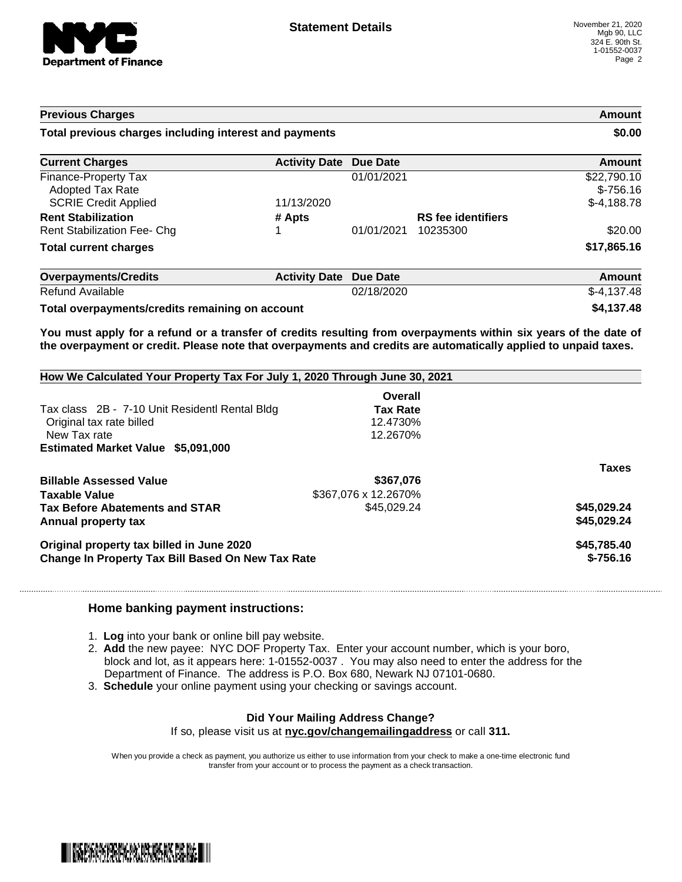# Statement Details

November 21, 2020
Mgb 90, LLC
324 E. 90th St.
1-01552-0037

| Previous Charges | Amount |
|---|---|
| **Total previous charges including interest and payments** | **$0.00** |

| Current Charges | Activity Date | Due Date | | Amount |
|---|---|---|---|---|
| Finance-Property Tax | | 01/01/2021 | | $22,790.10 |
| Adopted Tax Rate | | | | $-756.16 |
| SCRIE Credit Applied | 11/13/2020 | | | $-4,188.78 |
| **Rent Stabilization** | **# Apts** | | **RS fee identifiers** | |
| Rent Stabilization Fee- Chg | 1 | 01/01/2021 | 10235300 | $20.00 |
| **Total current charges** | | | | **$17,865.16** |

| Overpayments/Credits | Activity Date | Due Date | Amount |
|---|---|---|---|
| Refund Available | | 02/18/2020 | $-4,137.48 |
| **Total overpayments/credits remaining on account** | | | **$4,137.48** |

**You must apply for a refund or a transfer of credits resulting from overpayments within six years of the date of the overpayment or credit. Please note that overpayments and credits are automatically applied to unpaid taxes.**

## How We Calculated Your Property Tax For July 1, 2020 Through June 30, 2021

| | Overall Tax Rate | Taxes |
|---|---|---|
| Tax class 2B - 7-10 Unit Residentl Rental Bldg | | |
| Original tax rate billed | 12.4730% | |
| New Tax rate | 12.2670% | |
| **Estimated Market Value $5,091,000** | | |
| **Billable Assessed Value** | **$367,076** | |
| **Taxable Value** | $367,076 x 12.2670% | |
| **Tax Before Abatements and STAR** | $45,029.24 | **$45,029.24** |
| **Annual property tax** | | **$45,029.24** |
| **Original property tax billed in June 2020** | | **$45,785.40** |
| **Change In Property Tax Bill Based On New Tax Rate** | | **$-756.16** |

### Home banking payment instructions:

1. **Log** into your bank or online bill pay website.
2. **Add** the new payee: NYC DOF Property Tax. Enter your account number, which is your boro, block and lot, as it appears here: 1-01552-0037 . You may also need to enter the address for the Department of Finance. The address is P.O. Box 680, Newark NJ 07101-0680.
3. **Schedule** your online payment using your checking or savings account.

**Did Your Mailing Address Change?**
If so, please visit us at **nyc.gov/changemailingaddress** or call **311.**

When you provide a check as payment, you authorize us either to use information from your check to make a one-time electronic fund transfer from your account or to process the payment as a check transaction.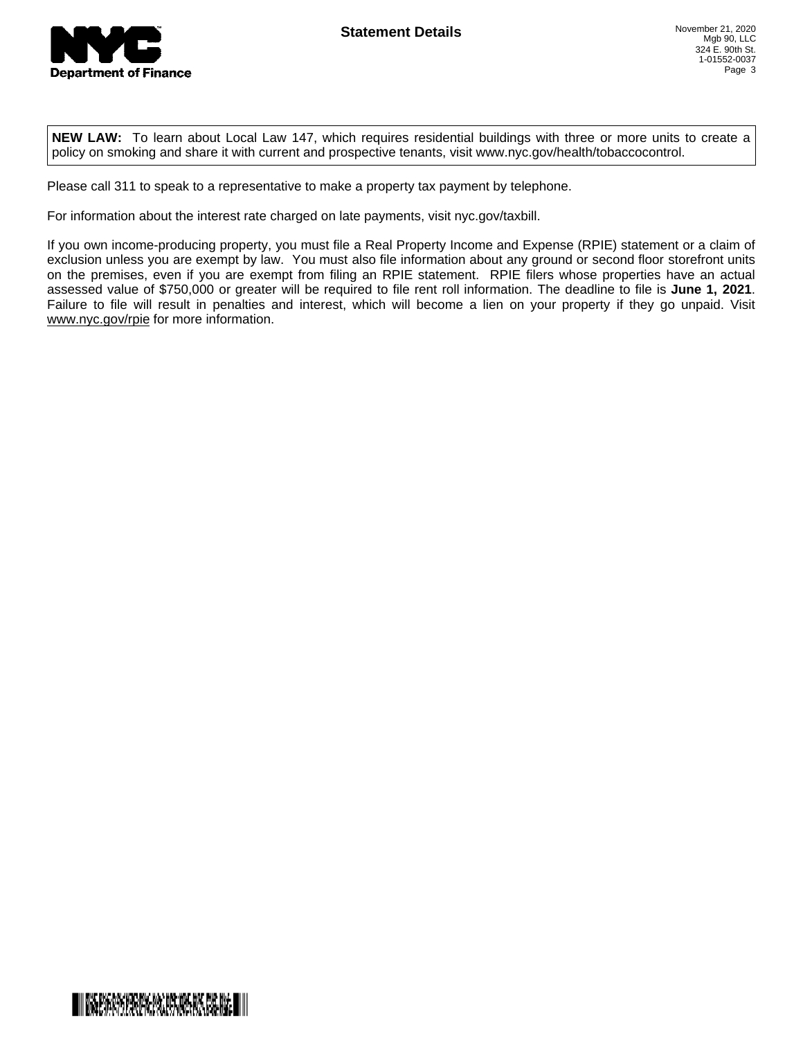**NEW LAW:** To learn about Local Law 147, which requires residential buildings with three or more units to create a policy on smoking and share it with current and prospective tenants, visit www.nyc.gov/health/tobaccocontrol.

Please call 311 to speak to a representative to make a property tax payment by telephone.

For information about the interest rate charged on late payments, visit nyc.gov/taxbill.

If you own income-producing property, you must file a Real Property Income and Expense (RPIE) statement or a claim of exclusion unless you are exempt by law. You must also file information about any ground or second floor storefront units on the premises, even if you are exempt from filing an RPIE statement. RPIE filers whose properties have an actual assessed value of $750,000 or greater will be required to file rent roll information. The deadline to file is **June 1, 2021**. Failure to file will result in penalties and interest, which will become a lien on your property if they go unpaid. Visit www.nyc.gov/rpie for more information.